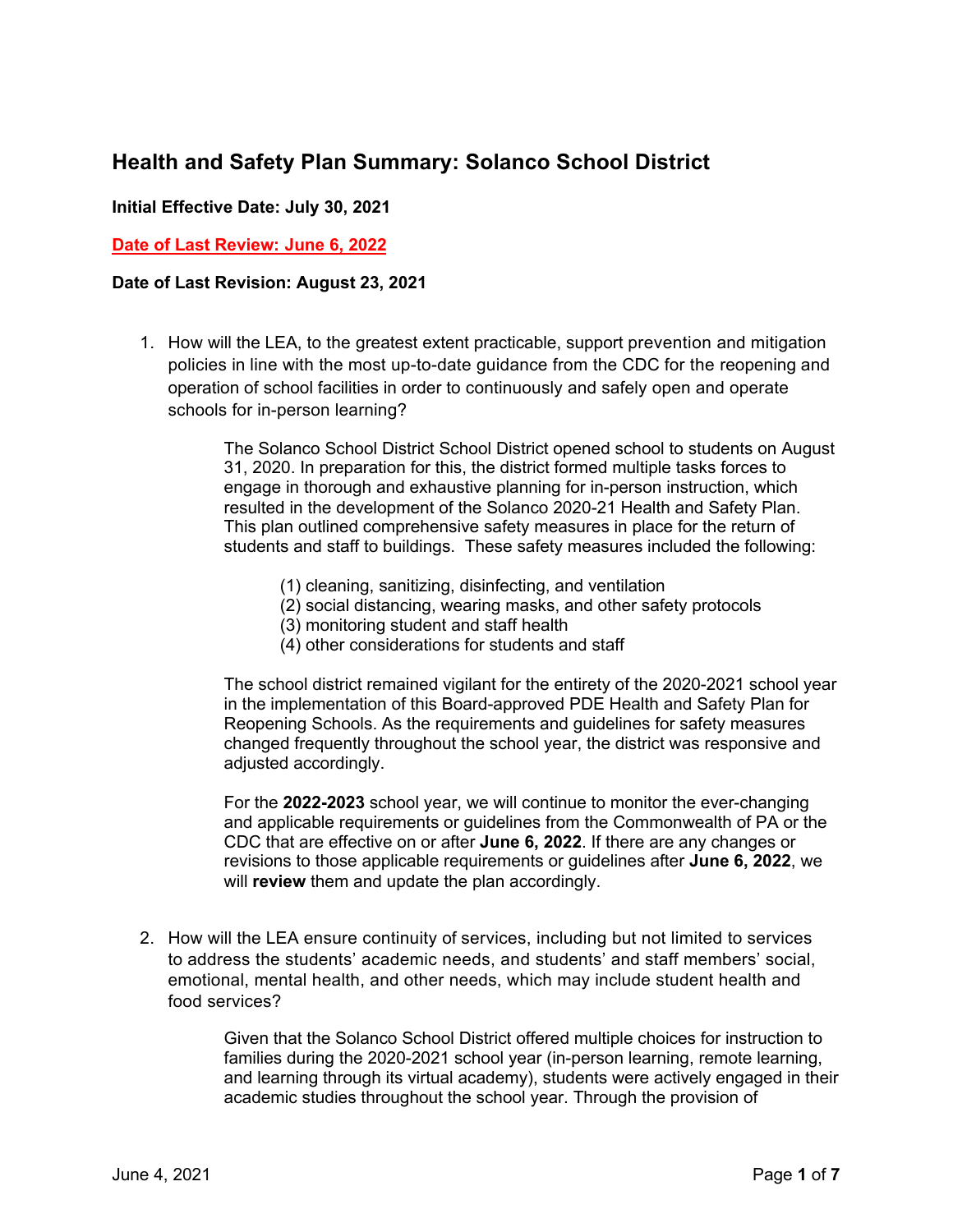# Health and Safety Plan Summary: Solanco School District

**Initial Effective Date: July 30, 2021**

**Date of Last Review: June 6, 2022**

**Date of Last Revision: August 23, 2021**

1. How will the LEA, to the greatest extent practicable, support prevention and mitigation policies in line with the most up-to-date guidance from the CDC for the reopening and operation of school facilities in order to continuously and safely open and operate schools for in-person learning?

   The Solanco School District School District opened school to students on August 31, 2020. In preparation for this, the district formed multiple tasks forces to engage in thorough and exhaustive planning for in-person instruction, which resulted in the development of the Solanco 2020-21 Health and Safety Plan. This plan outlined comprehensive safety measures in place for the return of students and staff to buildings. These safety measures included the following:

   (1) cleaning, sanitizing, disinfecting, and ventilation
   (2) social distancing, wearing masks, and other safety protocols
   (3) monitoring student and staff health
   (4) other considerations for students and staff

   The school district remained vigilant for the entirety of the 2020-2021 school year in the implementation of this Board-approved PDE Health and Safety Plan for Reopening Schools. As the requirements and guidelines for safety measures changed frequently throughout the school year, the district was responsive and adjusted accordingly.

   For the **2022-2023** school year, we will continue to monitor the ever-changing and applicable requirements or guidelines from the Commonwealth of PA or the CDC that are effective on or after **June 6, 2022**. If there are any changes or revisions to those applicable requirements or guidelines after **June 6, 2022**, we will **review** them and update the plan accordingly.

2. How will the LEA ensure continuity of services, including but not limited to services to address the students' academic needs, and students' and staff members' social, emotional, mental health, and other needs, which may include student health and food services?

   Given that the Solanco School District offered multiple choices for instruction to families during the 2020-2021 school year (in-person learning, remote learning, and learning through its virtual academy), students were actively engaged in their academic studies throughout the school year. Through the provision of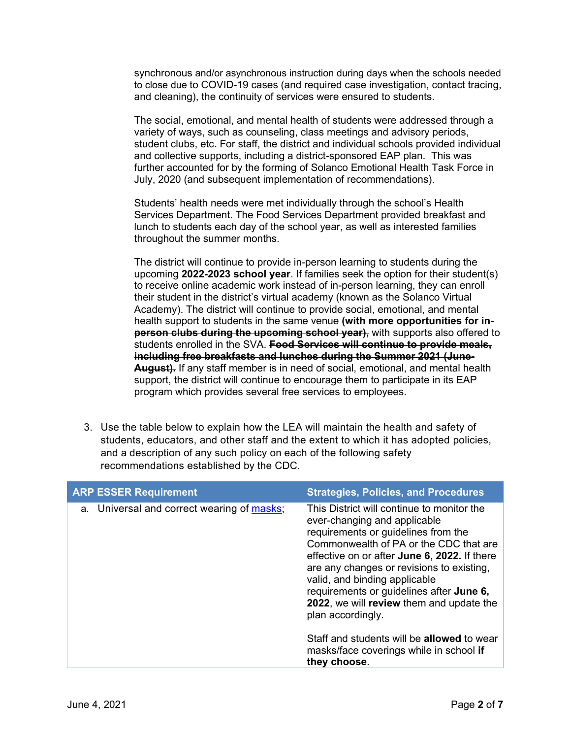synchronous and/or asynchronous instruction during days when the schools needed to close due to COVID-19 cases (and required case investigation, contact tracing, and cleaning), the continuity of services were ensured to students.

The social, emotional, and mental health of students were addressed through a variety of ways, such as counseling, class meetings and advisory periods, student clubs, etc. For staff, the district and individual schools provided individual and collective supports, including a district-sponsored EAP plan. This was further accounted for by the forming of Solanco Emotional Health Task Force in July, 2020 (and subsequent implementation of recommendations).

Students' health needs were met individually through the school's Health Services Department. The Food Services Department provided breakfast and lunch to students each day of the school year, as well as interested families throughout the summer months.

The district will continue to provide in-person learning to students during the upcoming **2022-2023 school year**. If families seek the option for their student(s) to receive online academic work instead of in-person learning, they can enroll their student in the district's virtual academy (known as the Solanco Virtual Academy). The district will continue to provide social, emotional, and mental health support to students in the same venue ~~**(with more opportunities for in-person clubs during the upcoming school year),**~~ with supports also offered to students enrolled in the SVA. ~~**Food Services will continue to provide meals, including free breakfasts and lunches during the Summer 2021 (June-August).**~~ If any staff member is in need of social, emotional, and mental health support, the district will continue to encourage them to participate in its EAP program which provides several free services to employees.

3. Use the table below to explain how the LEA will maintain the health and safety of students, educators, and other staff and the extent to which it has adopted policies, and a description of any such policy on each of the following safety recommendations established by the CDC.

| ARP ESSER Requirement | Strategies, Policies, and Procedures |
|---|---|
| a. Universal and correct wearing of masks; | This District will continue to monitor the ever-changing and applicable requirements or guidelines from the Commonwealth of PA or the CDC that are effective on or after **June 6, 2022.** If there are any changes or revisions to existing, valid, and binding applicable requirements or guidelines after **June 6, 2022**, we will **review** them and update the plan accordingly.<br><br>Staff and students will be **allowed** to wear masks/face coverings while in school **if they choose**. |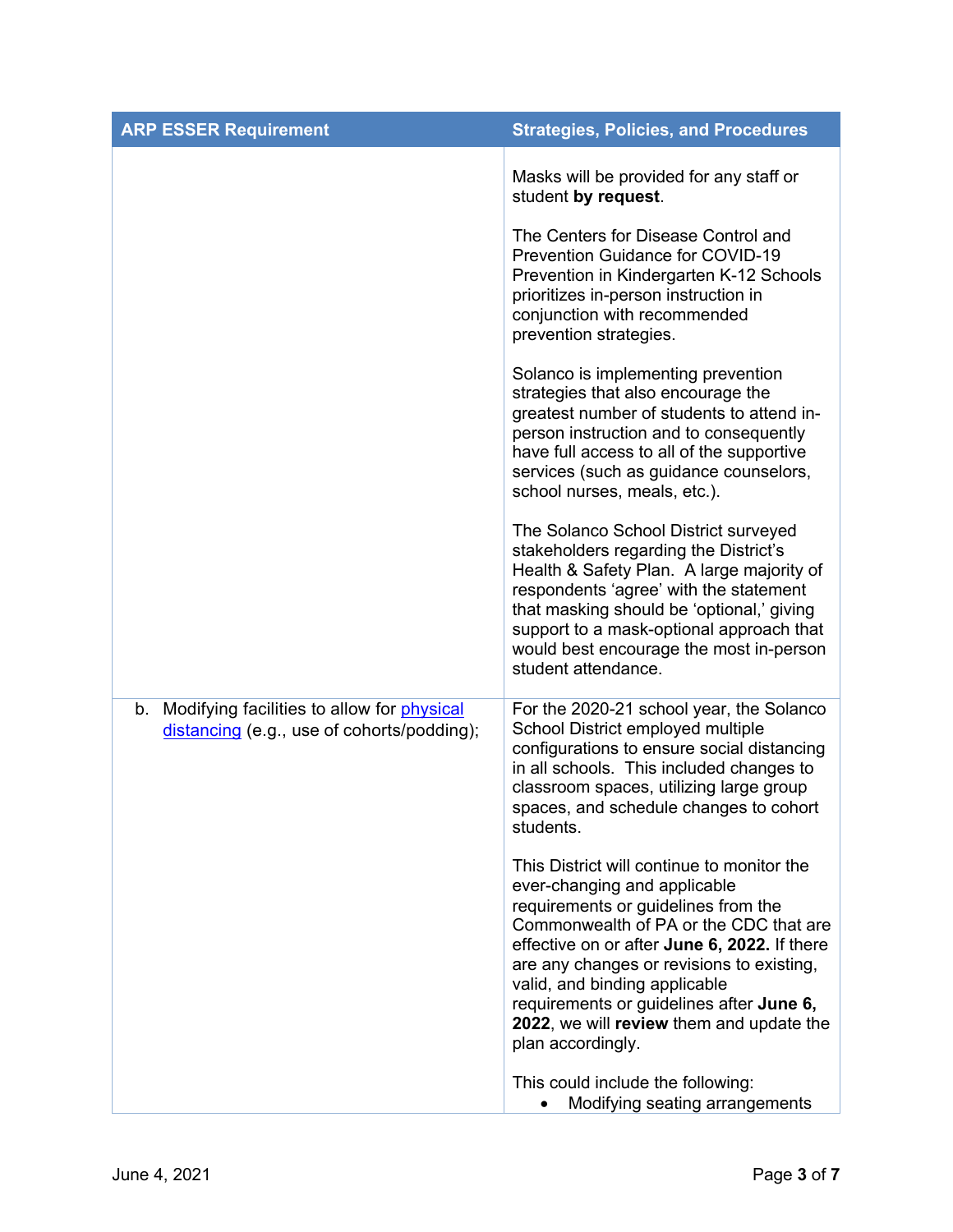| ARP ESSER Requirement | Strategies, Policies, and Procedures |
| --- | --- |
| | Masks will be provided for any staff or student **by request**.<br><br>The Centers for Disease Control and Prevention Guidance for COVID-19 Prevention in Kindergarten K-12 Schools prioritizes in-person instruction in conjunction with recommended prevention strategies.<br><br>Solanco is implementing prevention strategies that also encourage the greatest number of students to attend in-person instruction and to consequently have full access to all of the supportive services (such as guidance counselors, school nurses, meals, etc.).<br><br>The Solanco School District surveyed stakeholders regarding the District's Health & Safety Plan. A large majority of respondents 'agree' with the statement that masking should be 'optional,' giving support to a mask-optional approach that would best encourage the most in-person student attendance. |
| b. Modifying facilities to allow for physical distancing (e.g., use of cohorts/podding); | For the 2020-21 school year, the Solanco School District employed multiple configurations to ensure social distancing in all schools. This included changes to classroom spaces, utilizing large group spaces, and schedule changes to cohort students.<br><br>This District will continue to monitor the ever-changing and applicable requirements or guidelines from the Commonwealth of PA or the CDC that are effective on or after **June 6, 2022.** If there are any changes or revisions to existing, valid, and binding applicable requirements or guidelines after **June 6, 2022**, we will **review** them and update the plan accordingly.<br><br>This could include the following:<br>• Modifying seating arrangements |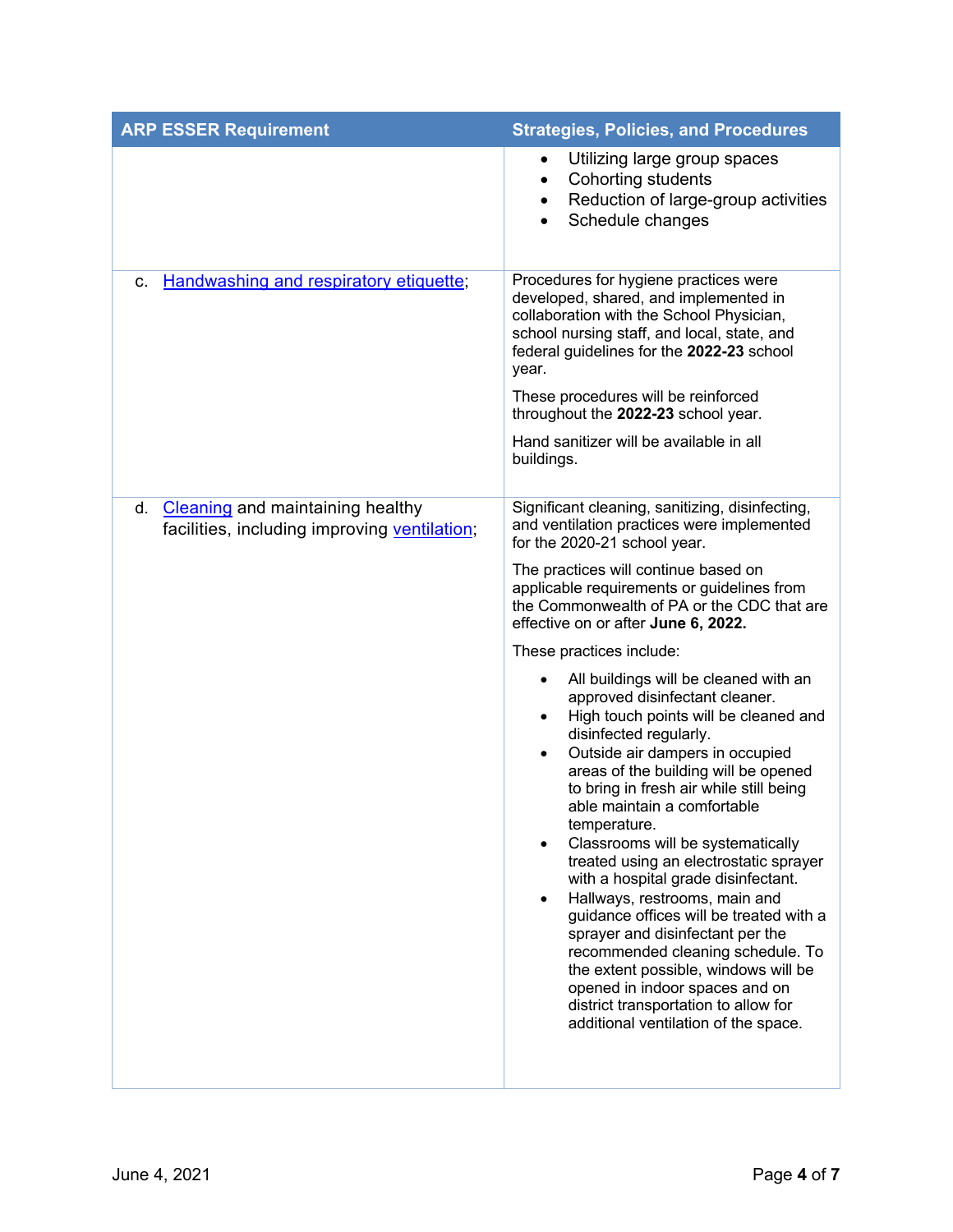| ARP ESSER Requirement | Strategies, Policies, and Procedures |
|---|---|
| | • Utilizing large group spaces<br>• Cohorting students<br>• Reduction of large-group activities<br>• Schedule changes |
| c. [Handwashing and respiratory etiquette](); | Procedures for hygiene practices were developed, shared, and implemented in collaboration with the School Physician, school nursing staff, and local, state, and federal guidelines for the **2022-23** school year.<br><br>These procedures will be reinforced throughout the **2022-23** school year.<br><br>Hand sanitizer will be available in all buildings. |
| d. [Cleaning]() and maintaining healthy facilities, including improving [ventilation](); | Significant cleaning, sanitizing, disinfecting, and ventilation practices were implemented for the 2020-21 school year.<br><br>The practices will continue based on applicable requirements or guidelines from the Commonwealth of PA or the CDC that are effective on or after **June 6, 2022.**<br><br>These practices include:<br><br>• All buildings will be cleaned with an approved disinfectant cleaner.<br>• High touch points will be cleaned and disinfected regularly.<br>• Outside air dampers in occupied areas of the building will be opened to bring in fresh air while still being able maintain a comfortable temperature.<br>• Classrooms will be systematically treated using an electrostatic sprayer with a hospital grade disinfectant.<br>• Hallways, restrooms, main and guidance offices will be treated with a sprayer and disinfectant per the recommended cleaning schedule. To the extent possible, windows will be opened in indoor spaces and on district transportation to allow for additional ventilation of the space. |

June 4, 2021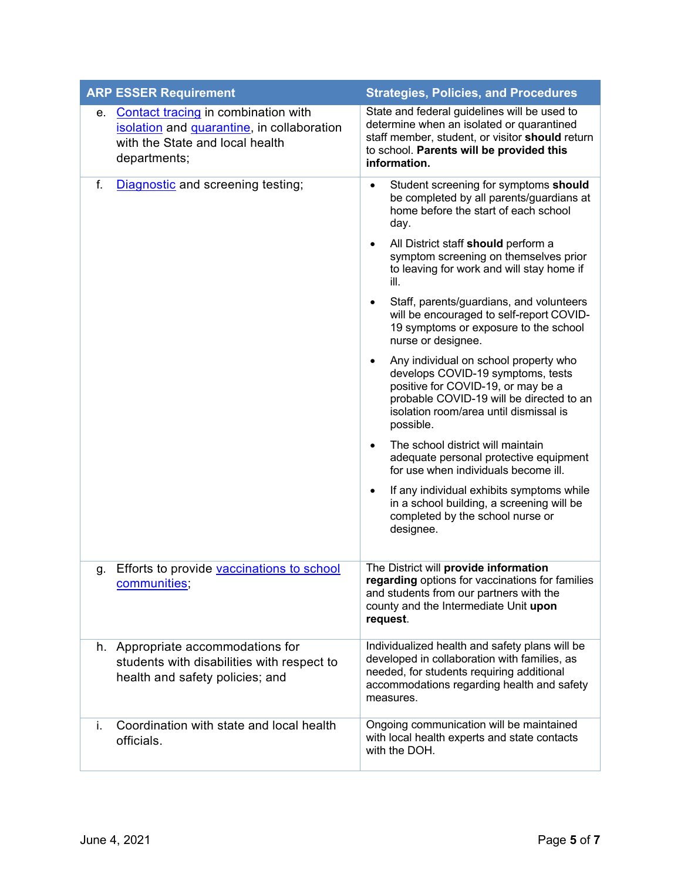| ARP ESSER Requirement | Strategies, Policies, and Procedures |
|---|---|
| e. Contact tracing in combination with isolation and quarantine, in collaboration with the State and local health departments; | State and federal guidelines will be used to determine when an isolated or quarantined staff member, student, or visitor **should** return to school. **Parents will be provided this information.** |
| f. Diagnostic and screening testing; | • Student screening for symptoms **should** be completed by all parents/guardians at home before the start of each school day.<br>• All District staff **should** perform a symptom screening on themselves prior to leaving for work and will stay home if ill.<br>• Staff, parents/guardians, and volunteers will be encouraged to self-report COVID-19 symptoms or exposure to the school nurse or designee.<br>• Any individual on school property who develops COVID-19 symptoms, tests positive for COVID-19, or may be a probable COVID-19 will be directed to an isolation room/area until dismissal is possible.<br>• The school district will maintain adequate personal protective equipment for use when individuals become ill.<br>• If any individual exhibits symptoms while in a school building, a screening will be completed by the school nurse or designee. |
| g. Efforts to provide vaccinations to school communities; | The District will **provide information regarding** options for vaccinations for families and students from our partners with the county and the Intermediate Unit **upon request**. |
| h. Appropriate accommodations for students with disabilities with respect to health and safety policies; and | Individualized health and safety plans will be developed in collaboration with families, as needed, for students requiring additional accommodations regarding health and safety measures. |
| i. Coordination with state and local health officials. | Ongoing communication will be maintained with local health experts and state contacts with the DOH. |

June 4, 2021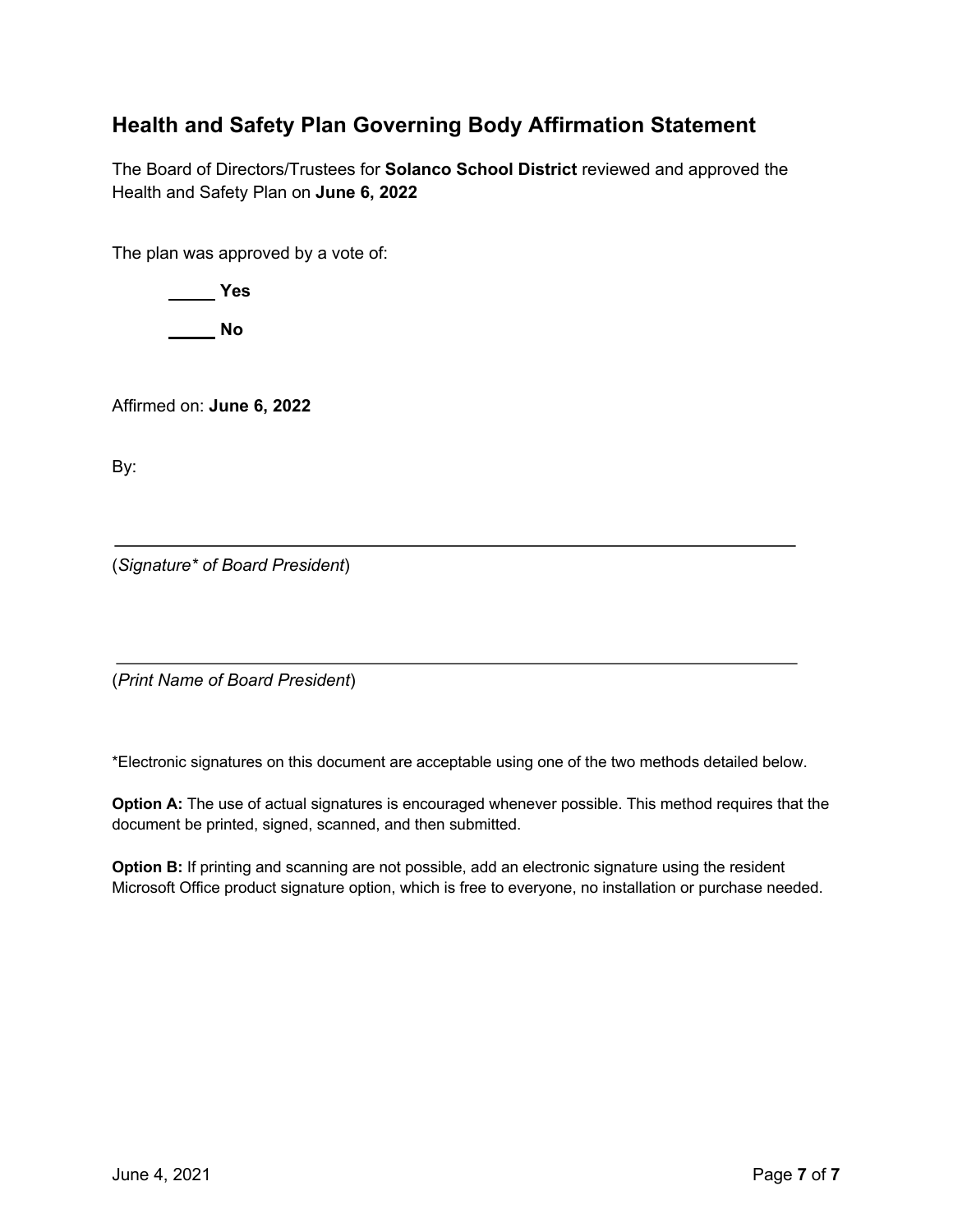## Health and Safety Plan Governing Body Affirmation Statement

The Board of Directors/Trustees for **Solanco School District** reviewed and approved the Health and Safety Plan on **June 6, 2022**

The plan was approved by a vote of:

_____ **Yes**

_____ **No**

Affirmed on: **June 6, 2022**

By:

\_\_\_\_\_\_\_\_\_\_\_\_\_\_\_\_\_\_\_\_\_\_\_\_\_\_\_\_\_\_\_\_\_\_\_\_\_\_\_\_\_\_\_\_\_\_\_\_\_\_\_\_\_\_\_\_\_\_\_\_

(*Signature\* of Board President*)

\_\_\_\_\_\_\_\_\_\_\_\_\_\_\_\_\_\_\_\_\_\_\_\_\_\_\_\_\_\_\_\_\_\_\_\_\_\_\_\_\_\_\_\_\_\_\_\_\_\_\_\_\_\_\_\_\_\_\_\_

(*Print Name of Board President*)

*Electronic signatures on this document are acceptable using one of the two methods detailed below.

**Option A:** The use of actual signatures is encouraged whenever possible. This method requires that the document be printed, signed, scanned, and then submitted.

**Option B:** If printing and scanning are not possible, add an electronic signature using the resident Microsoft Office product signature option, which is free to everyone, no installation or purchase needed.

June 4, 2021